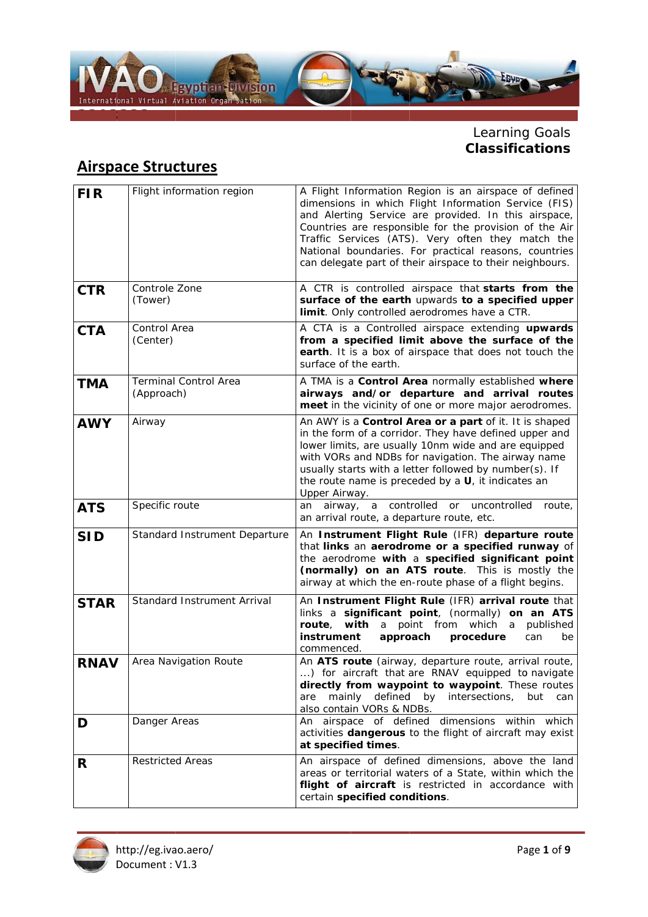Learning Goals
**Classifications**

## Airspace Structures

| | | |
|---|---|---|
| **FIR** | Flight information region | A Flight Information Region is an airspace of defined dimensions in which Flight Information Service (FIS) and Alerting Service are provided. In this airspace, Countries are responsible for the provision of the Air Traffic Services (ATS). Very often they match the National boundaries. For practical reasons, countries can delegate part of their airspace to their neighbours. |
| **CTR** | Controle Zone (Tower) | A CTR is controlled airspace that **starts from the surface of the earth** upwards **to a specified upper limit**. Only controlled aerodromes have a CTR. |
| **CTA** | Control Area (Center) | A CTA is a Controlled airspace extending **upwards from a specified limit above the surface of the earth**. It is a box of airspace that does not touch the surface of the earth. |
| **TMA** | Terminal Control Area (Approach) | A TMA is a **Control Area** normally established **where airways and/or departure and arrival routes meet** in the vicinity of one or more major aerodromes. |
| **AWY** | Airway | An AWY is a **Control Area or a part** of it. It is shaped in the form of a corridor. They have defined upper and lower limits, are usually 10nm wide and are equipped with VORs and NDBs for navigation. The airway name usually starts with a letter followed by number(s). If the route name is preceded by a **U**, it indicates an Upper Airway. |
| **ATS** | Specific route | an airway, a controlled or uncontrolled route, an arrival route, a departure route, etc. |
| **SID** | Standard Instrument Departure | An **Instrument Flight Rule** (IFR) **departure route** that **links** an **aerodrome or a specified runway** of the aerodrome **with** a **specified significant point (normally) on an ATS route**. This is mostly the airway at which the en-route phase of a flight begins. |
| **STAR** | Standard Instrument Arrival | An **Instrument Flight Rule** (IFR) **arrival route** that links a **significant point**, (normally) **on an ATS route**, **with** a point from which a published **instrument approach procedure** can be commenced. |
| **RNAV** | Area Navigation Route | An **ATS route** (airway, departure route, arrival route, ...) for aircraft that are RNAV equipped to navigate **directly from waypoint to waypoint**. These routes are mainly defined by intersections, but can also contain VORs & NDBs. |
| **D** | Danger Areas | An airspace of defined dimensions within which activities **dangerous** to the flight of aircraft may exist **at specified times**. |
| **R** | Restricted Areas | An airspace of defined dimensions, above the land areas or territorial waters of a State, within which the **flight of aircraft** is restricted in accordance with certain **specified conditions**. |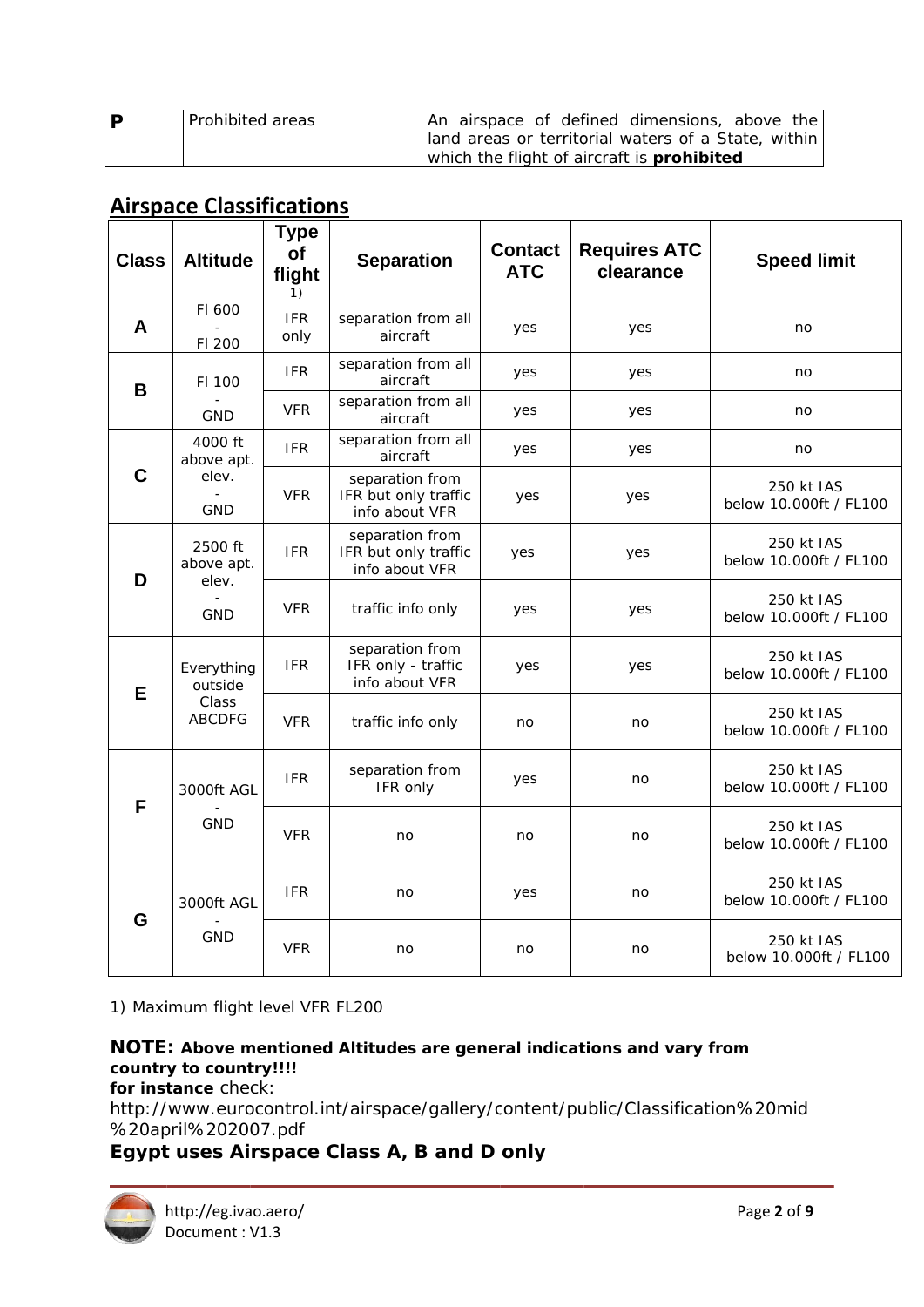| P | Prohibited areas | An airspace of defined dimensions, above the land areas or territorial waters of a State, within which the flight of aircraft is **prohibited** |
|---|---|---|

## Airspace Classifications

| Class | Altitude | Type of flight 1) | Separation | Contact ATC | Requires ATC clearance | Speed limit |
|---|---|---|---|---|---|---|
| **A** | Fl 600 - Fl 200 | IFR only | separation from all aircraft | yes | yes | no |
| **B** | Fl 100 - GND | IFR | separation from all aircraft | yes | yes | no |
| | | VFR | separation from all aircraft | yes | yes | no |
| **C** | 4000 ft above apt. elev. - GND | IFR | separation from all aircraft | yes | yes | no |
| | | VFR | separation from IFR but only traffic info about VFR | yes | yes | 250 kt IAS below 10.000ft / FL100 |
| **D** | 2500 ft above apt. elev. - GND | IFR | separation from IFR but only traffic info about VFR | yes | yes | 250 kt IAS below 10.000ft / FL100 |
| | | VFR | traffic info only | yes | yes | 250 kt IAS below 10.000ft / FL100 |
| **E** | Everything outside Class ABCDFG | IFR | separation from IFR only - traffic info about VFR | yes | yes | 250 kt IAS below 10.000ft / FL100 |
| | | VFR | traffic info only | no | no | 250 kt IAS below 10.000ft / FL100 |
| **F** | 3000ft AGL - GND | IFR | separation from IFR only | yes | no | 250 kt IAS below 10.000ft / FL100 |
| | | VFR | no | no | no | 250 kt IAS below 10.000ft / FL100 |
| **G** | 3000ft AGL - GND | IFR | no | yes | no | 250 kt IAS below 10.000ft / FL100 |
| | | VFR | no | no | no | 250 kt IAS below 10.000ft / FL100 |

1) Maximum flight level VFR FL200

**NOTE: Above mentioned Altitudes are general indications and vary from country to country!!!!**
**for instance** check:
http://www.eurocontrol.int/airspace/gallery/content/public/Classification%20mid%20april%202007.pdf

**Egypt uses Airspace Class A, B and D only**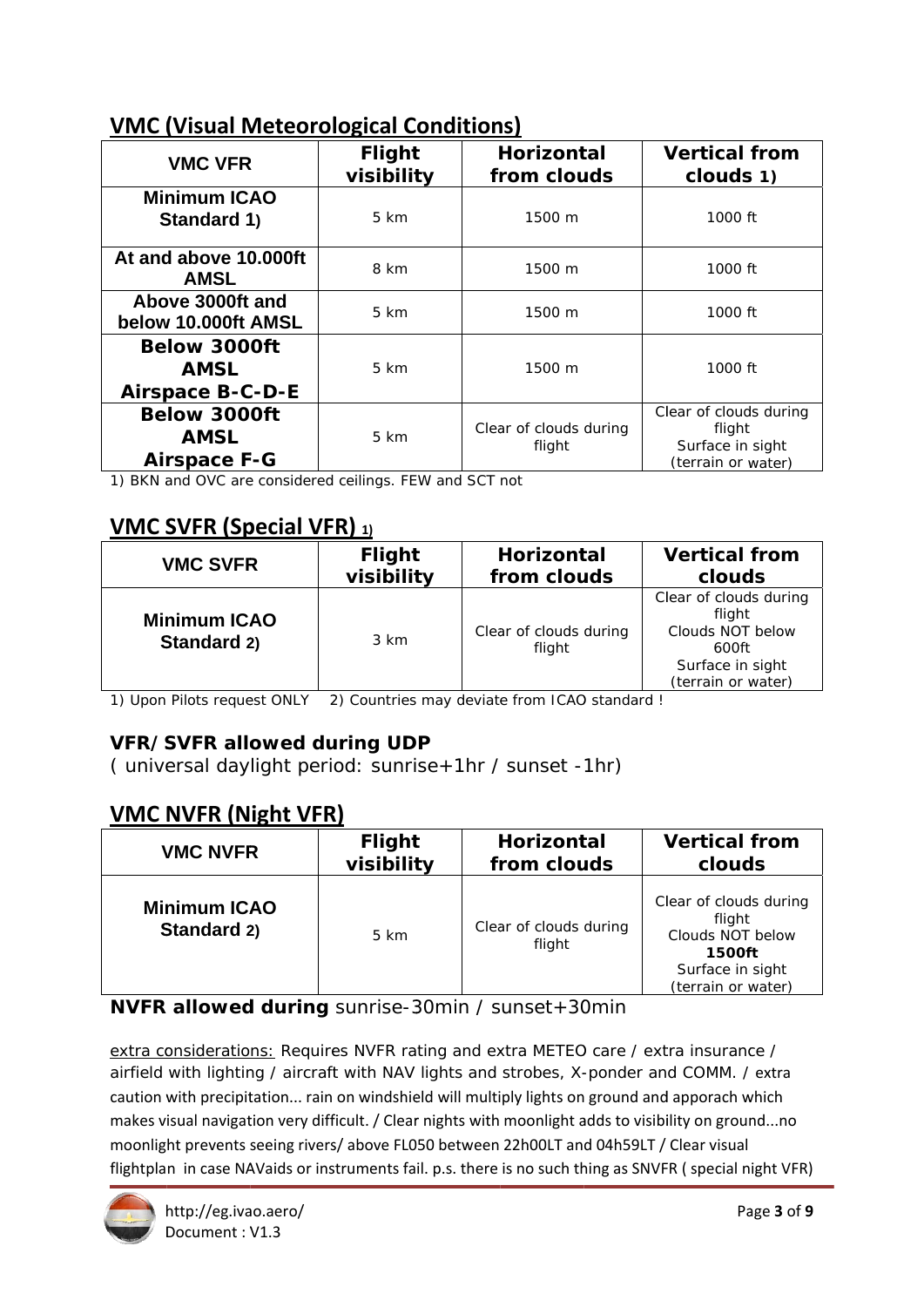## VMC (Visual Meteorological Conditions)

| VMC VFR | Flight visibility | Horizontal from clouds | Vertical from clouds 1) |
|---|---|---|---|
| **Minimum ICAO Standard 1)** | 5 km | 1500 m | 1000 ft |
| **At and above 10.000ft AMSL** | 8 km | 1500 m | 1000 ft |
| **Above 3000ft and below 10.000ft AMSL** | 5 km | 1500 m | 1000 ft |
| **Below 3000ft AMSL Airspace B-C-D-E** | 5 km | 1500 m | 1000 ft |
| **Below 3000ft AMSL Airspace F-G** | 5 km | Clear of clouds during flight | Clear of clouds during flight Surface in sight (terrain or water) |

1) BKN and OVC are considered ceilings. FEW and SCT not

## VMC SVFR (Special VFR) 1)

| VMC SVFR | Flight visibility | Horizontal from clouds | Vertical from clouds |
|---|---|---|---|
| **Minimum ICAO Standard 2)** | 3 km | Clear of clouds during flight | Clear of clouds during flight Clouds NOT below 600ft Surface in sight (terrain or water) |

1) Upon Pilots request ONLY 2) Countries may deviate from ICAO standard !

**VFR/SVFR allowed during UDP**
( universal daylight period: sunrise+1hr / sunset -1hr)

## VMC NVFR (Night VFR)

| VMC NVFR | Flight visibility | Horizontal from clouds | Vertical from clouds |
|---|---|---|---|
| **Minimum ICAO Standard 2)** | 5 km | Clear of clouds during flight | Clear of clouds during flight Clouds NOT below **1500ft** Surface in sight (terrain or water) |

**NVFR allowed during** sunrise-30min / sunset+30min

extra considerations: Requires NVFR rating and extra METEO care / extra insurance / airfield with lighting / aircraft with NAV lights and strobes, X-ponder and COMM. / extra caution with precipitation... rain on windshield will multiply lights on ground and apporach which makes visual navigation very difficult. / Clear nights with moonlight adds to visibility on ground...no moonlight prevents seeing rivers/ above FL050 between 22h00LT and 04h59LT / Clear visual flightplan in case NAVaids or instruments fail. p.s. there is no such thing as SNVFR ( special night VFR)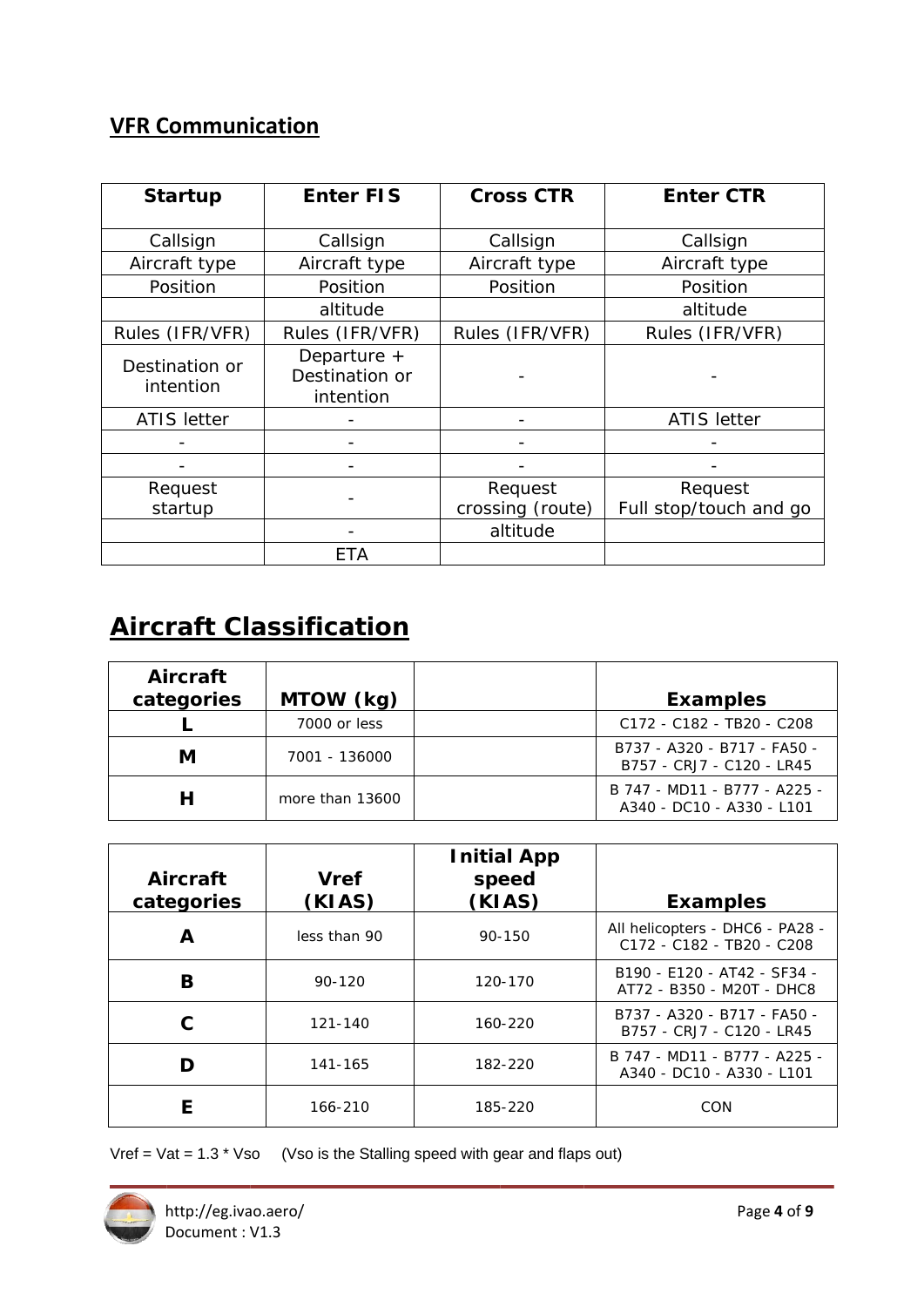## VFR Communication

| Startup | Enter FIS | Cross CTR | Enter CTR |
|---|---|---|---|
| Callsign | Callsign | Callsign | Callsign |
| Aircraft type | Aircraft type | Aircraft type | Aircraft type |
| Position | Position | Position | Position |
| | altitude | | altitude |
| Rules (IFR/VFR) | Rules (IFR/VFR) | Rules (IFR/VFR) | Rules (IFR/VFR) |
| Destination or intention | Departure + Destination or intention | - | - |
| ATIS letter | - | - | ATIS letter |
| - | - | - | - |
| - | - | - | - |
| Request startup | - | Request crossing (route) | Request Full stop/touch and go |
| | - | altitude | |
| | ETA | | |

# Aircraft Classification

| Aircraft categories | MTOW (kg) | | Examples |
|---|---|---|---|
| **L** | 7000 or less | | C172 - C182 - TB20 - C208 |
| **M** | 7001 - 136000 | | B737 - A320 - B717 - FA50 - B757 - CRJ7 - C120 - LR45 |
| **H** | more than 13600 | | B 747 - MD11 - B777 - A225 - A340 - DC10 - A330 - L101 |

| Aircraft categories | Vref (KIAS) | Initial App speed (KIAS) | Examples |
|---|---|---|---|
| **A** | less than 90 | 90-150 | All helicopters - DHC6 - PA28 - C172 - C182 - TB20 - C208 |
| **B** | 90-120 | 120-170 | B190 - E120 - AT42 - SF34 - AT72 - B350 - M20T - DHC8 |
| **C** | 121-140 | 160-220 | B737 - A320 - B717 - FA50 - B757 - CRJ7 - C120 - LR45 |
| **D** | 141-165 | 182-220 | B 747 - MD11 - B777 - A225 - A340 - DC10 - A330 - L101 |
| **E** | 166-210 | 185-220 | CON |

Vref = Vat = 1.3 * Vso (Vso is the Stalling speed with gear and flaps out)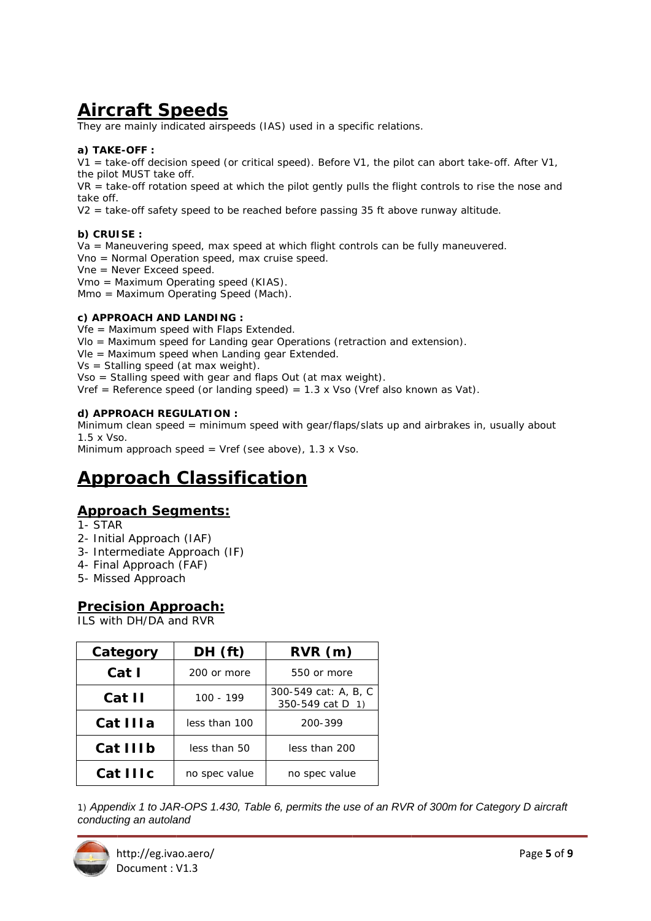# Aircraft Speeds

They are mainly indicated airspeeds (IAS) used in a specific relations.

**a) TAKE-OFF :**

V1 = take-off decision speed (or critical speed). Before V1, the pilot can abort take-off. After V1, the pilot MUST take off.

VR = take-off rotation speed at which the pilot gently pulls the flight controls to rise the nose and take off.

V2 = take-off safety speed to be reached before passing 35 ft above runway altitude.

**b) CRUISE :**

Va = Maneuvering speed, max speed at which flight controls can be fully maneuvered.

Vno = Normal Operation speed, max cruise speed.

Vne = Never Exceed speed.

Vmo = Maximum Operating speed (KIAS).

Mmo = Maximum Operating Speed (Mach).

**c) APPROACH AND LANDING :**

Vfe = Maximum speed with Flaps Extended.

Vlo = Maximum speed for Landing gear Operations (retraction and extension).

Vle = Maximum speed when Landing gear Extended.

Vs = Stalling speed (at max weight).

Vso = Stalling speed with gear and flaps Out (at max weight).

Vref = Reference speed (or landing speed) = 1.3 x Vso (Vref also known as Vat).

**d) APPROACH REGULATION :**

Minimum clean speed = minimum speed with gear/flaps/slats up and airbrakes in, usually about 1.5 x Vso.

Minimum approach speed = Vref (see above), 1.3 x Vso.

# Approach Classification

## Approach Segments:

1- STAR
2- Initial Approach (IAF)
3- Intermediate Approach (IF)
4- Final Approach (FAF)
5- Missed Approach

## Precision Approach:

ILS with DH/DA and RVR

| Category | DH (ft) | RVR (m) |
|---|---|---|
| **Cat I** | 200 or more | 550 or more |
| **Cat II** | 100 - 199 | 300-549 cat: A, B, C<br>350-549 cat D 1) |
| **Cat IIIa** | less than 100 | 200-399 |
| **Cat IIIb** | less than 50 | less than 200 |
| **Cat IIIc** | no spec value | no spec value |

1) *Appendix 1 to JAR-OPS 1.430, Table 6, permits the use of an RVR of 300m for Category D aircraft conducting an autoland*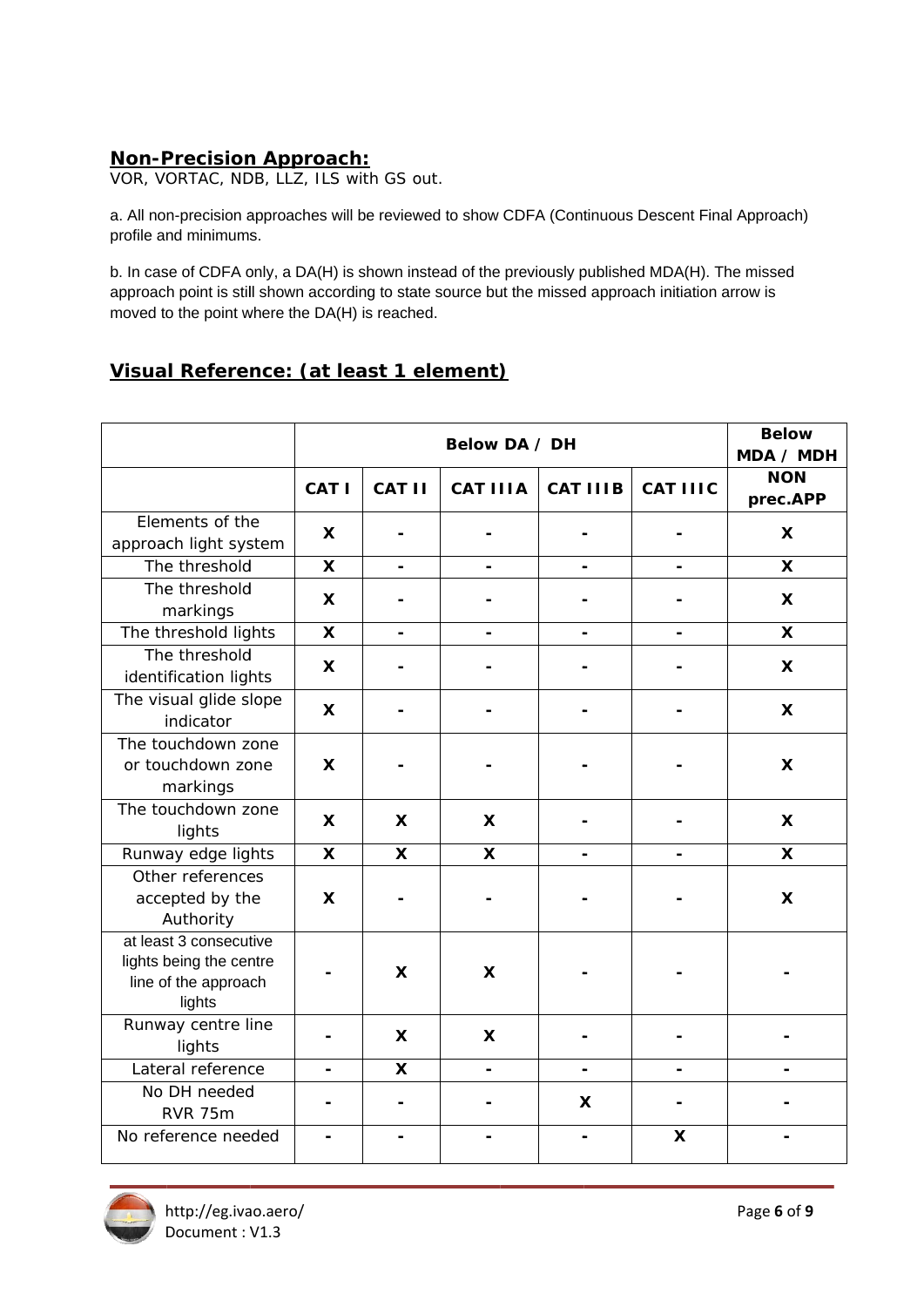## Non-Precision Approach:

VOR, VORTAC, NDB, LLZ, ILS with GS out.

a. All non-precision approaches will be reviewed to show CDFA (Continuous Descent Final Approach) profile and minimums.

b. In case of CDFA only, a DA(H) is shown instead of the previously published MDA(H). The missed approach point is still shown according to state source but the missed approach initiation arrow is moved to the point where the DA(H) is reached.

## Visual Reference: (at least 1 element)

| | Below DA / DH | | | | | Below MDA / MDH |
|---|---|---|---|---|---|---|
| | CAT I | CAT II | CAT IIIA | CAT IIIB | CAT IIIC | NON prec.APP |
| Elements of the approach light system | X | - | - | - | - | X |
| The threshold | X | - | - | - | - | X |
| The threshold markings | X | - | - | - | - | X |
| The threshold lights | X | - | - | - | - | X |
| The threshold identification lights | X | - | - | - | - | X |
| The visual glide slope indicator | X | - | - | - | - | X |
| The touchdown zone or touchdown zone markings | X | - | - | - | - | X |
| The touchdown zone lights | X | X | X | - | - | X |
| Runway edge lights | X | X | X | - | - | X |
| Other references accepted by the Authority | X | - | - | - | - | X |
| at least 3 consecutive lights being the centre line of the approach lights | - | X | X | - | - | - |
| Runway centre line lights | - | X | X | - | - | - |
| Lateral reference | - | X | - | - | - | - |
| No DH needed RVR 75m | - | - | - | X | - | - |
| No reference needed | - | - | - | - | X | - |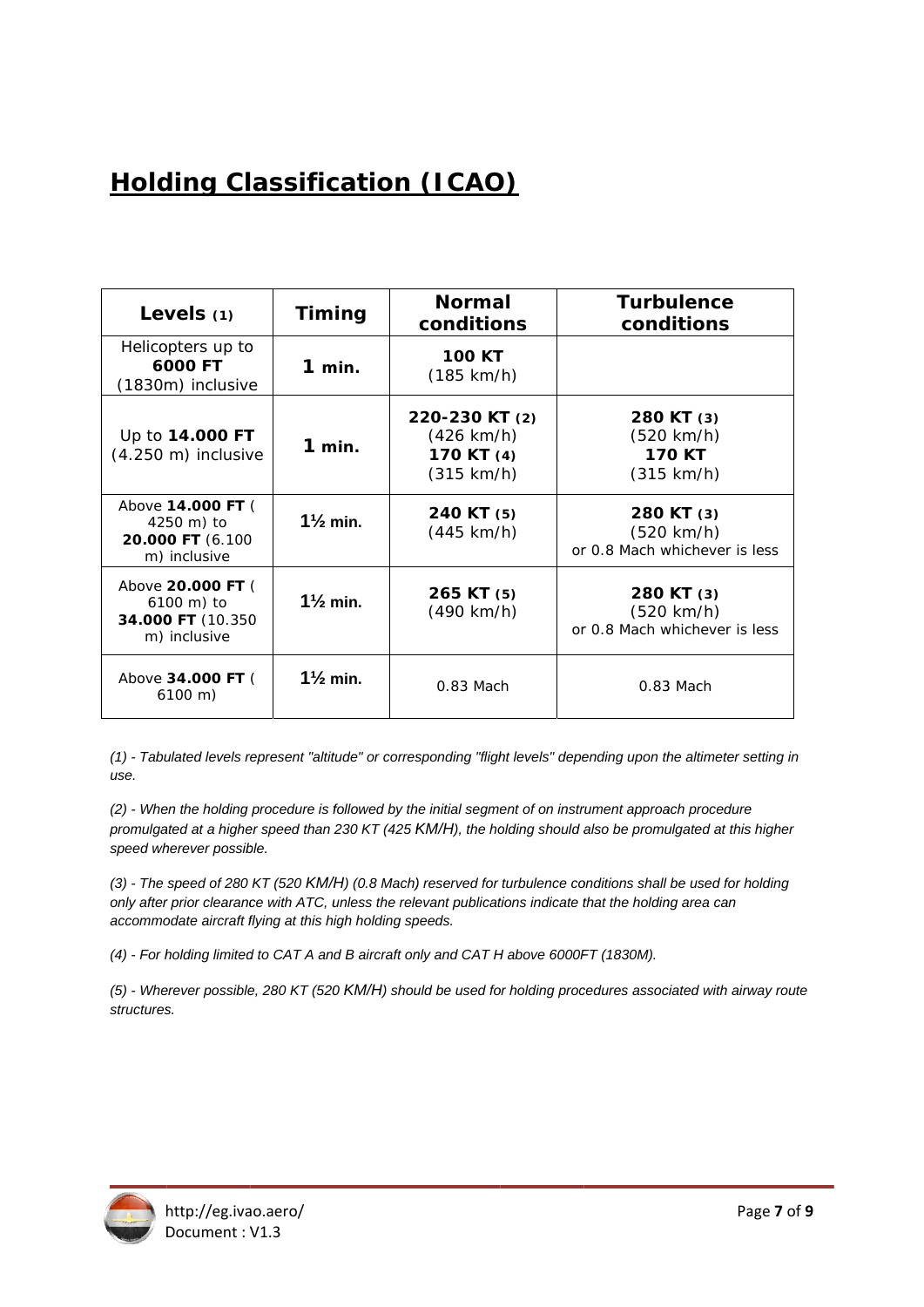# **Holding Classification (ICAO)**

| **Levels (1)** | **Timing** | **Normal conditions** | **Turbulence conditions** |
|---|---|---|---|
| Helicopters up to **6000 FT** (1830m) inclusive | **1 min.** | **100 KT** (185 km/h) | |
| Up to **14.000 FT** (4.250 m) inclusive | **1 min.** | **220-230 KT (2)** (426 km/h) **170 KT (4)** (315 km/h) | **280 KT (3)** (520 km/h) **170 KT** (315 km/h) |
| Above **14.000 FT** ( 4250 m) to **20.000 FT** (6.100 m) inclusive | **1½ min.** | **240 KT (5)** (445 km/h) | **280 KT (3)** (520 km/h) or 0.8 Mach whichever is less |
| Above **20.000 FT** ( 6100 m) to **34.000 FT** (10.350 m) inclusive | **1½ min.** | **265 KT (5)** (490 km/h) | **280 KT (3)** (520 km/h) or 0.8 Mach whichever is less |
| Above **34.000 FT** ( 6100 m) | **1½ min.** | 0.83 Mach | 0.83 Mach |

*(1) - Tabulated levels represent "altitude" or corresponding "flight levels" depending upon the altimeter setting in use.*

*(2) - When the holding procedure is followed by the initial segment of on instrument approach procedure promulgated at a higher speed than 230 KT (425 KM/H), the holding should also be promulgated at this higher speed wherever possible.*

*(3) - The speed of 280 KT (520 KM/H) (0.8 Mach) reserved for turbulence conditions shall be used for holding only after prior clearance with ATC, unless the relevant publications indicate that the holding area can accommodate aircraft flying at this high holding speeds.*

*(4) - For holding limited to CAT A and B aircraft only and CAT H above 6000FT (1830M).*

*(5) - Wherever possible, 280 KT (520 KM/H) should be used for holding procedures associated with airway route structures.*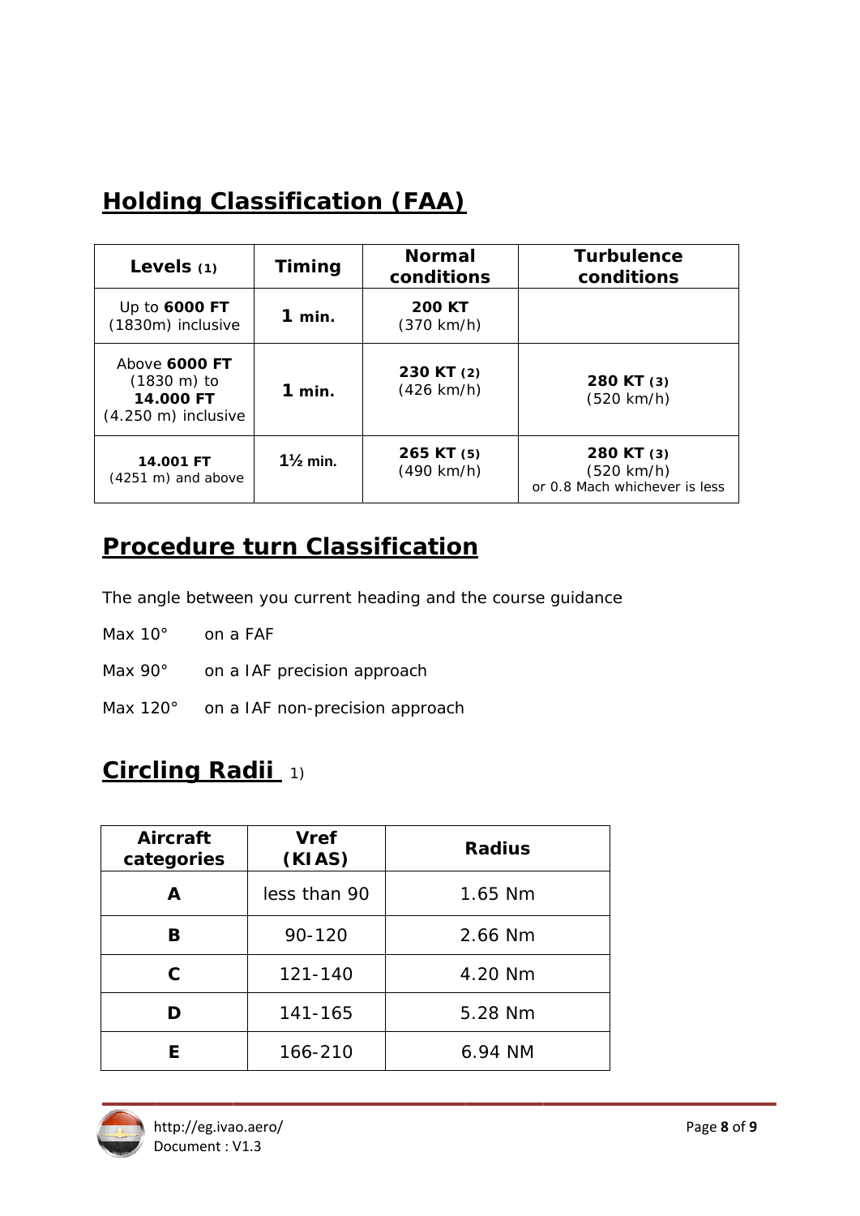## Holding Classification (FAA)

| Levels (1) | Timing | Normal conditions | Turbulence conditions |
|---|---|---|---|
| Up to **6000 FT** (1830m) inclusive | **1** min. | **200 KT** (370 km/h) | |
| Above **6000 FT** (1830 m) to **14.000 FT** (4.250 m) inclusive | **1** min. | **230 KT** (2) (426 km/h) | **280 KT** (3) (520 km/h) |
| **14.001 FT** (4251 m) and above | **1½** min. | **265 KT** (5) (490 km/h) | **280 KT** (3) (520 km/h) or 0.8 Mach whichever is less |

## Procedure turn Classification

The angle between you current heading and the course guidance

Max 10° on a FAF

Max 90° on a IAF precision approach

Max 120° on a IAF non-precision approach

## Circling Radii 1)

| Aircraft categories | Vref (KIAS) | Radius |
|---|---|---|
| **A** | less than 90 | 1.65 Nm |
| **B** | 90-120 | 2.66 Nm |
| **C** | 121-140 | 4.20 Nm |
| **D** | 141-165 | 5.28 Nm |
| **E** | 166-210 | 6.94 NM |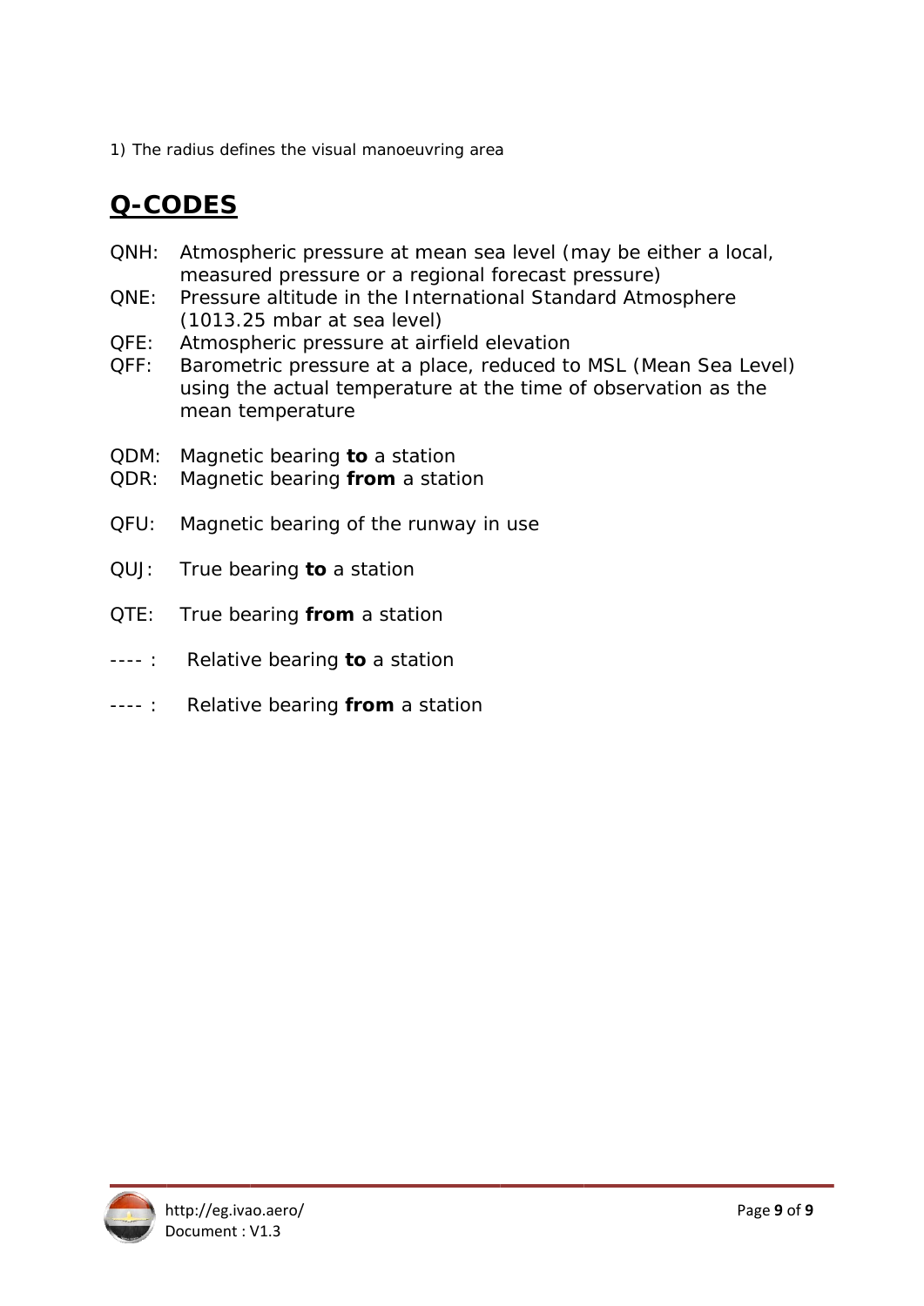1) The radius defines the visual manoeuvring area

## Q-CODES

QNH: Atmospheric pressure at mean sea level (may be either a local, measured pressure or a regional forecast pressure)
QNE: Pressure altitude in the International Standard Atmosphere (1013.25 mbar at sea level)
QFE: Atmospheric pressure at airfield elevation
QFF: Barometric pressure at a place, reduced to MSL (Mean Sea Level) using the actual temperature at the time of observation as the mean temperature

QDM: Magnetic bearing **to** a station
QDR: Magnetic bearing **from** a station

QFU: Magnetic bearing of the runway in use

QUJ: True bearing **to** a station

QTE: True bearing **from** a station

---- : Relative bearing **to** a station

---- : Relative bearing **from** a station